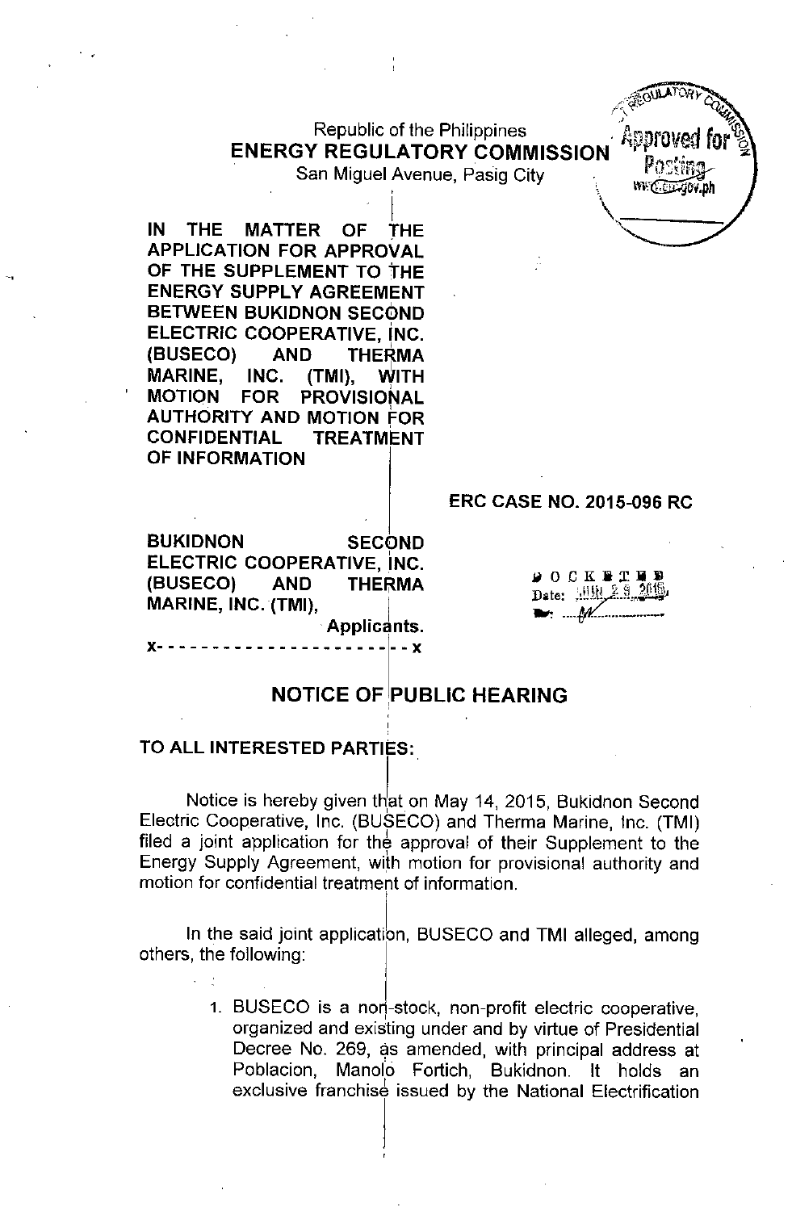Republic of the Philippines
**ENERGY REGULATORY COMMISSION**
San Miguel Avenue, Pasig City

**IN THE MATTER OF THE APPLICATION FOR APPROVAL OF THE SUPPLEMENT TO THE ENERGY SUPPLY AGREEMENT BETWEEN BUKIDNON SECOND ELECTRIC COOPERATIVE, INC. (BUSECO) AND THERMA MARINE, INC. (TMI), WITH MOTION FOR PROVISIONAL AUTHORITY AND MOTION FOR CONFIDENTIAL TREATMENT OF INFORMATION**

**ERC CASE NO. 2015-096 RC**

**BUKIDNON SECOND ELECTRIC COOPERATIVE, INC. (BUSECO) AND THERMA MARINE, INC. (TMI),**
**Applicants.**
x- - - - - - - - - - - - - - - - - - - - - - - x

DOCKETED
Date: JUN 29 2015

## NOTICE OF PUBLIC HEARING

**TO ALL INTERESTED PARTIES:**

Notice is hereby given that on May 14, 2015, Bukidnon Second Electric Cooperative, Inc. (BUSECO) and Therma Marine, Inc. (TMI) filed a joint application for the approval of their Supplement to the Energy Supply Agreement, with motion for provisional authority and motion for confidential treatment of information.

In the said joint application, BUSECO and TMI alleged, among others, the following:

1. BUSECO is a non-stock, non-profit electric cooperative, organized and existing under and by virtue of Presidential Decree No. 269, as amended, with principal address at Poblacion, Manolo Fortich, Bukidnon. It holds an exclusive franchise issued by the National Electrification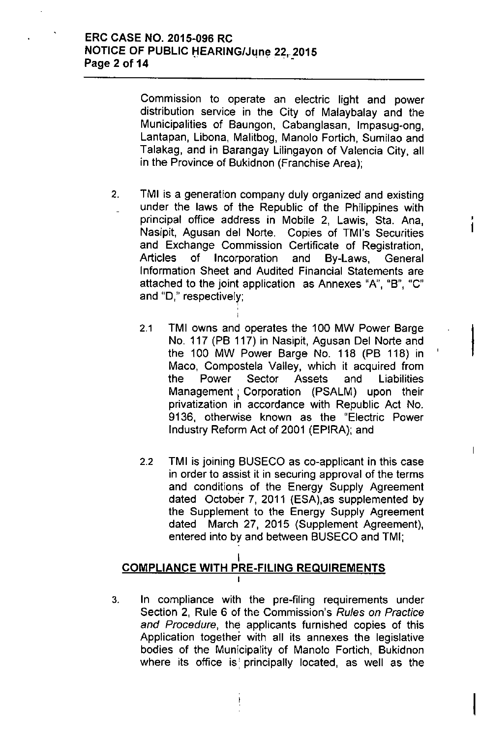Commission to operate an electric light and power distribution service in the City of Malaybalay and the Municipalities of Baungon, Cabanglasan, Impasug-ong, Lantapan, Libona, Malitbog, Manolo Fortich, Sumilao and Talakag, and in Barangay Lilingayon of Valencia City, all in the Province of Bukidnon (Franchise Area);

2. TMI is a generation company duly organized and existing under the laws of the Republic of the Philippines with principal office address in Mobile 2, Lawis, Sta. Ana, Nasipit, Agusan del Norte. Copies of TMI's Securities and Exchange Commission Certificate of Registration, Articles of Incorporation and By-Laws, General Information Sheet and Audited Financial Statements are attached to the joint application as Annexes "A", "B", "C" and "D," respectively;

   2.1 TMI owns and operates the 100 MW Power Barge No. 117 (PB 117) in Nasipit, Agusan Del Norte and the 100 MW Power Barge No. 118 (PB 118) in Maco, Compostela Valley, which it acquired from the Power Sector Assets and Liabilities Management Corporation (PSALM) upon their privatization in accordance with Republic Act No. 9136, otherwise known as the "Electric Power Industry Reform Act of 2001 (EPIRA); and

   2.2 TMI is joining BUSECO as co-applicant in this case in order to assist it in securing approval of the terms and conditions of the Energy Supply Agreement dated October 7, 2011 (ESA),as supplemented by the Supplement to the Energy Supply Agreement dated March 27, 2015 (Supplement Agreement), entered into by and between BUSECO and TMI;

## COMPLIANCE WITH PRE-FILING REQUIREMENTS

3. In compliance with the pre-filing requirements under Section 2, Rule 6 of the Commission's *Rules on Practice and Procedure*, the applicants furnished copies of this Application together with all its annexes the legislative bodies of the Municipality of Manolo Fortich, Bukidnon where its office is principally located, as well as the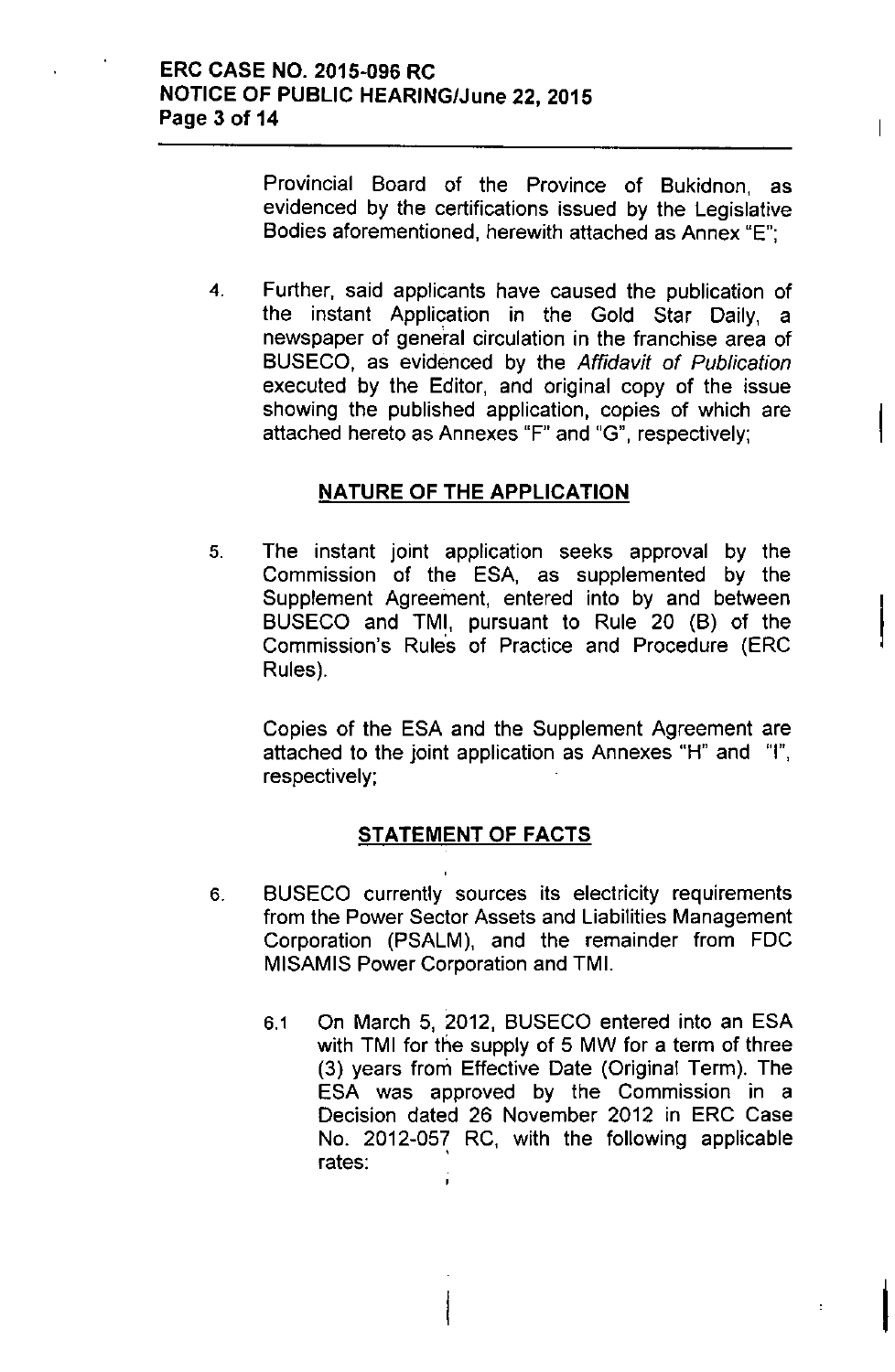Provincial Board of the Province of Bukidnon, as evidenced by the certifications issued by the Legislative Bodies aforementioned, herewith attached as Annex "E";

4. Further, said applicants have caused the publication of the instant Application in the Gold Star Daily, a newspaper of general circulation in the franchise area of BUSECO, as evidenced by the *Affidavit of Publication* executed by the Editor, and original copy of the issue showing the published application, copies of which are attached hereto as Annexes "F" and "G", respectively;

## NATURE OF THE APPLICATION

5. The instant joint application seeks approval by the Commission of the ESA, as supplemented by the Supplement Agreement, entered into by and between BUSECO and TMI, pursuant to Rule 20 (B) of the Commission's Rules of Practice and Procedure (ERC Rules).

   Copies of the ESA and the Supplement Agreement are attached to the joint application as Annexes "H" and "I", respectively;

## STATEMENT OF FACTS

6. BUSECO currently sources its electricity requirements from the Power Sector Assets and Liabilities Management Corporation (PSALM), and the remainder from FDC MISAMIS Power Corporation and TMI.

   6.1 On March 5, 2012, BUSECO entered into an ESA with TMI for the supply of 5 MW for a term of three (3) years from Effective Date (Original Term). The ESA was approved by the Commission in a Decision dated 26 November 2012 in ERC Case No. 2012-057 RC, with the following applicable rates: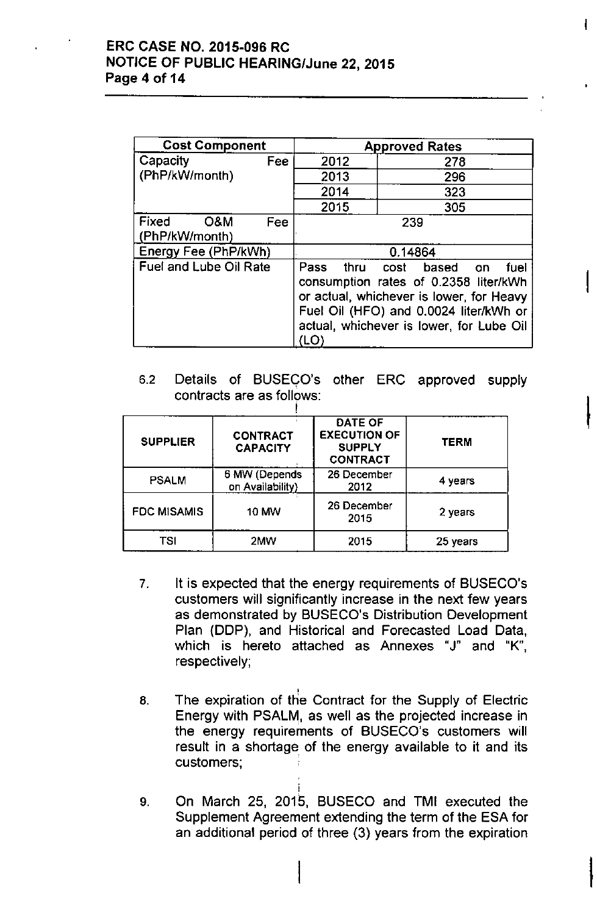| Cost Component | Approved Rates | |
|---|---|---|
| Capacity Fee (PhP/kW/month) | 2012 | 278 |
| | 2013 | 296 |
| | 2014 | 323 |
| | 2015 | 305 |
| Fixed O&M Fee (PhP/kW/month) | 239 | |
| Energy Fee (PhP/kWh) | 0.14864 | |
| Fuel and Lube Oil Rate | Pass thru cost based on fuel consumption rates of 0.2358 liter/kWh or actual, whichever is lower, for Heavy Fuel Oil (HFO) and 0.0024 liter/kWh or actual, whichever is lower, for Lube Oil (LO) | |

6.2 Details of BUSECO's other ERC approved supply contracts are as follows:

| SUPPLIER | CONTRACT CAPACITY | DATE OF EXECUTION OF SUPPLY CONTRACT | TERM |
|---|---|---|---|
| PSALM | 6 MW (Depends on Availability) | 26 December 2012 | 4 years |
| FDC MISAMIS | 10 MW | 26 December 2015 | 2 years |
| TSI | 2MW | 2015 | 25 years |

7. It is expected that the energy requirements of BUSECO's customers will significantly increase in the next few years as demonstrated by BUSECO's Distribution Development Plan (DDP), and Historical and Forecasted Load Data, which is hereto attached as Annexes "J" and "K", respectively;

8. The expiration of the Contract for the Supply of Electric Energy with PSALM, as well as the projected increase in the energy requirements of BUSECO's customers will result in a shortage of the energy available to it and its customers;

9. On March 25, 2015, BUSECO and TMI executed the Supplement Agreement extending the term of the ESA for an additional period of three (3) years from the expiration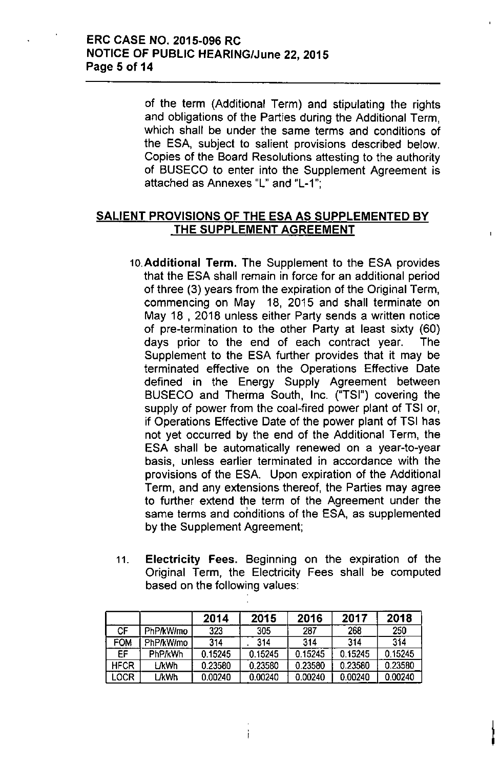of the term (Additional Term) and stipulating the rights and obligations of the Parties during the Additional Term, which shall be under the same terms and conditions of the ESA, subject to salient provisions described below. Copies of the Board Resolutions attesting to the authority of BUSECO to enter into the Supplement Agreement is attached as Annexes "L" and "L-1";

## SALIENT PROVISIONS OF THE ESA AS SUPPLEMENTED BY THE SUPPLEMENT AGREEMENT

10. **Additional Term.** The Supplement to the ESA provides that the ESA shall remain in force for an additional period of three (3) years from the expiration of the Original Term, commencing on May 18, 2015 and shall terminate on May 18, 2018 unless either Party sends a written notice of pre-termination to the other Party at least sixty (60) days prior to the end of each contract year. The Supplement to the ESA further provides that it may be terminated effective on the Operations Effective Date defined in the Energy Supply Agreement between BUSECO and Therma South, Inc. ("TSI") covering the supply of power from the coal-fired power plant of TSI or, if Operations Effective Date of the power plant of TSI has not yet occurred by the end of the Additional Term, the ESA shall be automatically renewed on a year-to-year basis, unless earlier terminated in accordance with the provisions of the ESA. Upon expiration of the Additional Term, and any extensions thereof, the Parties may agree to further extend the term of the Agreement under the same terms and conditions of the ESA, as supplemented by the Supplement Agreement;

11. **Electricity Fees.** Beginning on the expiration of the Original Term, the Electricity Fees shall be computed based on the following values:

| | | 2014 | 2015 | 2016 | 2017 | 2018 |
|---|---|---|---|---|---|---|
| CF | PhP/kW/mo | 323 | 305 | 287 | 268 | 250 |
| FOM | PhP/kW/mo | 314 | 314 | 314 | 314 | 314 |
| EF | PhP/kWh | 0.15245 | 0.15245 | 0.15245 | 0.15245 | 0.15245 |
| HFCR | L/kWh | 0.23580 | 0.23580 | 0.23580 | 0.23580 | 0.23580 |
| LOCR | L/kWh | 0.00240 | 0.00240 | 0.00240 | 0.00240 | 0.00240 |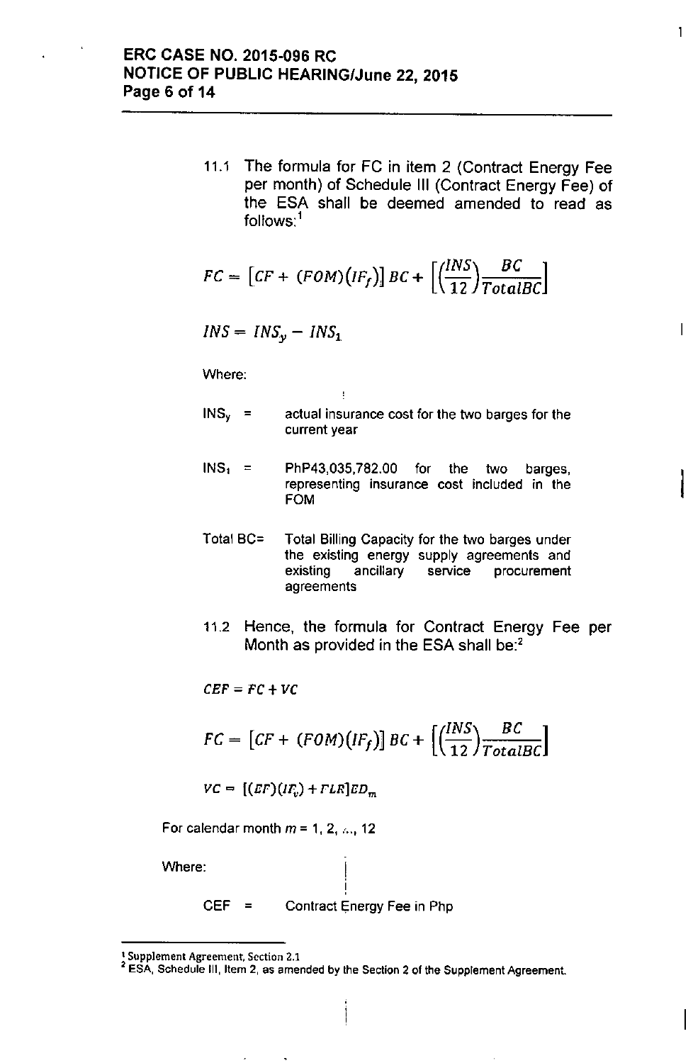11.1 The formula for FC in item 2 (Contract Energy Fee per month) of Schedule III (Contract Energy Fee) of the ESA shall be deemed amended to read as follows:[1]

$$FC = \left[CF + (FOM)(IF_f)\right]BC + \left[\left(\frac{INS}{12}\right)\frac{BC}{TotalBC}\right]$$

$$INS = INS_y - INS_1$$

Where:

$INS_y$ = actual insurance cost for the two barges for the current year

$INS_1$ = PhP43,035,782.00 for the two barges, representing insurance cost included in the FOM

Total BC= Total Billing Capacity for the two barges under the existing energy supply agreements and existing ancillary service procurement agreements

11.2 Hence, the formula for Contract Energy Fee per Month as provided in the ESA shall be:[2]

$$CEF = FC + VC$$

$$FC = \left[CF + (FOM)(IF_f)\right]BC + \left[\left(\frac{INS}{12}\right)\frac{BC}{TotalBC}\right]$$

$$VC = \left[(EF)(IF_v) + FLR\right]ED_m$$

For calendar month $m$ = 1, 2, ..., 12

Where:

CEF = Contract Energy Fee in Php

---

[1] Supplement Agreement, Section 2.1

[2] ESA, Schedule III, Item 2, as amended by the Section 2 of the Supplement Agreement.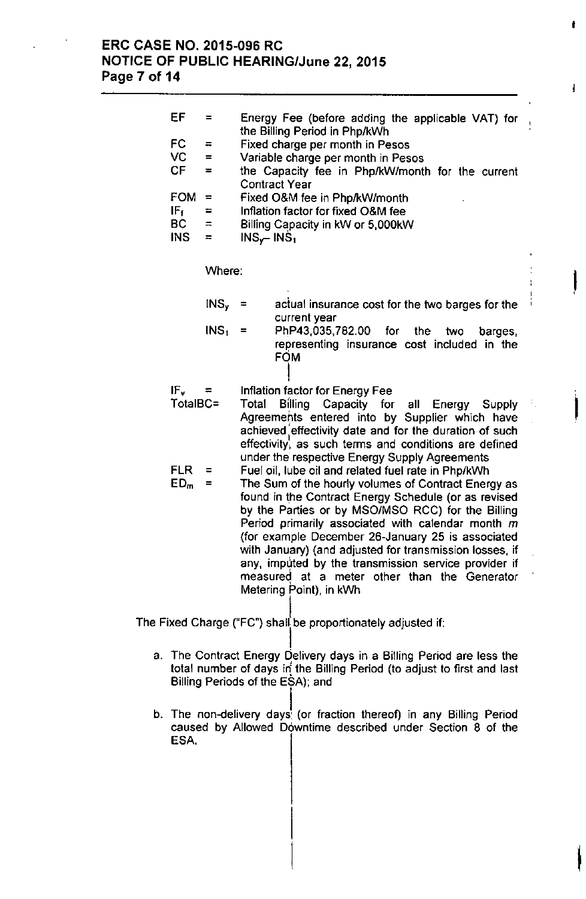EF = Energy Fee (before adding the applicable VAT) for the Billing Period in Php/kWh

FC = Fixed charge per month in Pesos

VC = Variable charge per month in Pesos

CF = the Capacity fee in Php/kW/month for the current Contract Year

FOM = Fixed O&M fee in Php/kW/month

$IF_f$ = Inflation factor for fixed O&M fee

BC = Billing Capacity in kW or 5,000kW

INS = $INS_y - INS_1$

Where:

$INS_y$ = actual insurance cost for the two barges for the current year

$INS_1$ = PhP43,035,782.00 for the two barges, representing insurance cost included in the FOM

$IF_v$ = Inflation factor for Energy Fee

TotalBC= Total Billing Capacity for all Energy Supply Agreements entered into by Supplier which have achieved effectivity date and for the duration of such effectivity, as such terms and conditions are defined under the respective Energy Supply Agreements

FLR = Fuel oil, lube oil and related fuel rate in Php/kWh

$ED_m$ = The Sum of the hourly volumes of Contract Energy as found in the Contract Energy Schedule (or as revised by the Parties or by MSO/MSO RCC) for the Billing Period primarily associated with calendar month *m* (for example December 26-January 25 is associated with January) (and adjusted for transmission losses, if any, imputed by the transmission service provider if measured at a meter other than the Generator Metering Point), in kWh

The Fixed Charge ("FC") shall be proportionately adjusted if:

a. The Contract Energy Delivery days in a Billing Period are less the total number of days in the Billing Period (to adjust to first and last Billing Periods of the ESA); and

b. The non-delivery days (or fraction thereof) in any Billing Period caused by Allowed Downtime described under Section 8 of the ESA.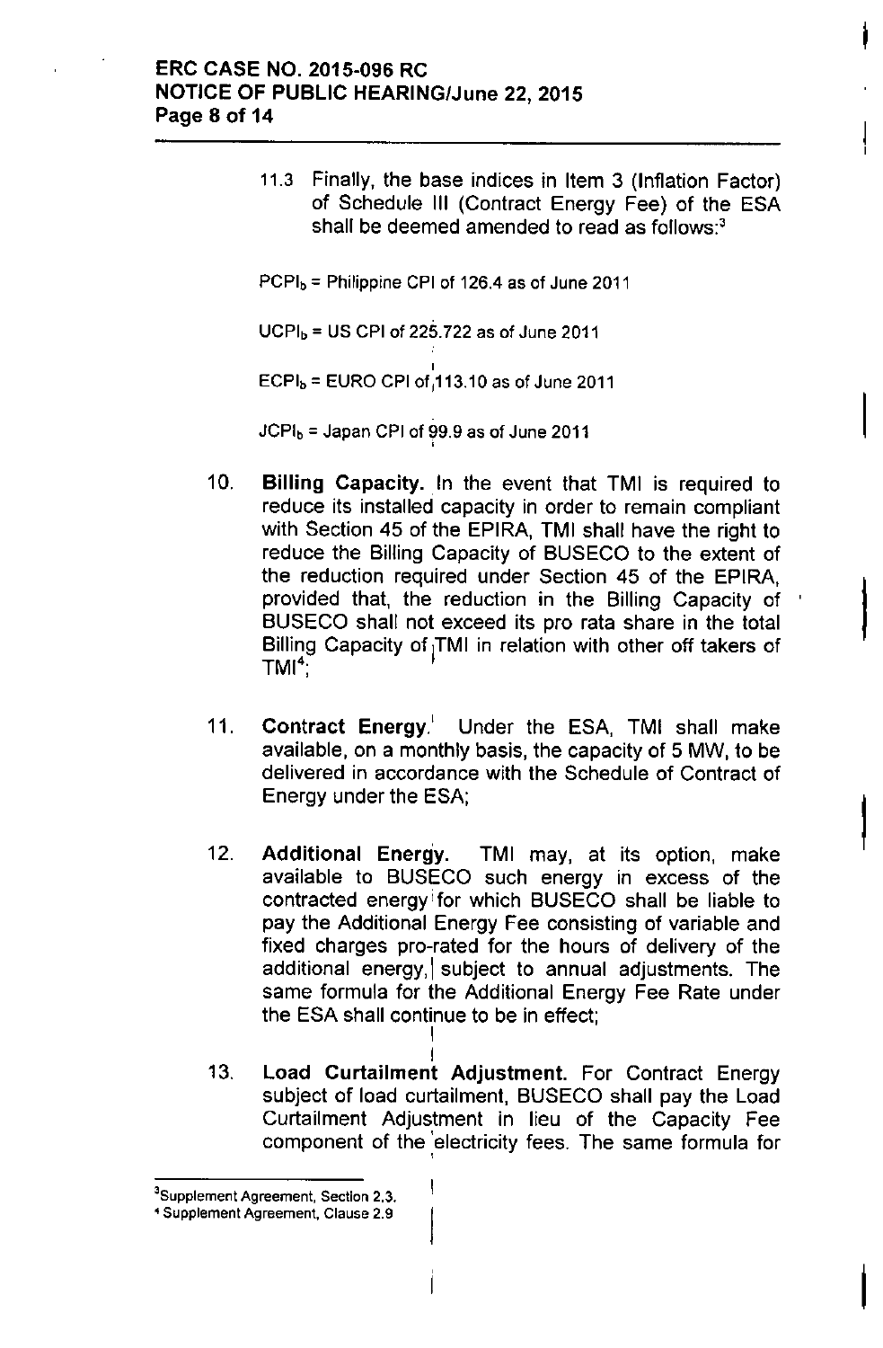11.3 Finally, the base indices in Item 3 (Inflation Factor) of Schedule III (Contract Energy Fee) of the ESA shall be deemed amended to read as follows:[3]

$PCPI_b$ = Philippine CPI of 126.4 as of June 2011

$UCPI_b$ = US CPI of 225.722 as of June 2011

$ECPI_b$ = EURO CPI of 113.10 as of June 2011

$JCPI_b$ = Japan CPI of 99.9 as of June 2011

10. **Billing Capacity.** In the event that TMI is required to reduce its installed capacity in order to remain compliant with Section 45 of the EPIRA, TMI shall have the right to reduce the Billing Capacity of BUSECO to the extent of the reduction required under Section 45 of the EPIRA, provided that, the reduction in the Billing Capacity of BUSECO shall not exceed its pro rata share in the total Billing Capacity of TMI in relation with other off takers of TMI[4];

11. **Contract Energy.** Under the ESA, TMI shall make available, on a monthly basis, the capacity of 5 MW, to be delivered in accordance with the Schedule of Contract of Energy under the ESA;

12. **Additional Energy.** TMI may, at its option, make available to BUSECO such energy in excess of the contracted energy for which BUSECO shall be liable to pay the Additional Energy Fee consisting of variable and fixed charges pro-rated for the hours of delivery of the additional energy, subject to annual adjustments. The same formula for the Additional Energy Fee Rate under the ESA shall continue to be in effect;

13. **Load Curtailment Adjustment.** For Contract Energy subject of load curtailment, BUSECO shall pay the Load Curtailment Adjustment in lieu of the Capacity Fee component of the electricity fees. The same formula for

---

[3] Supplement Agreement, Section 2.3.

[4] Supplement Agreement, Clause 2.9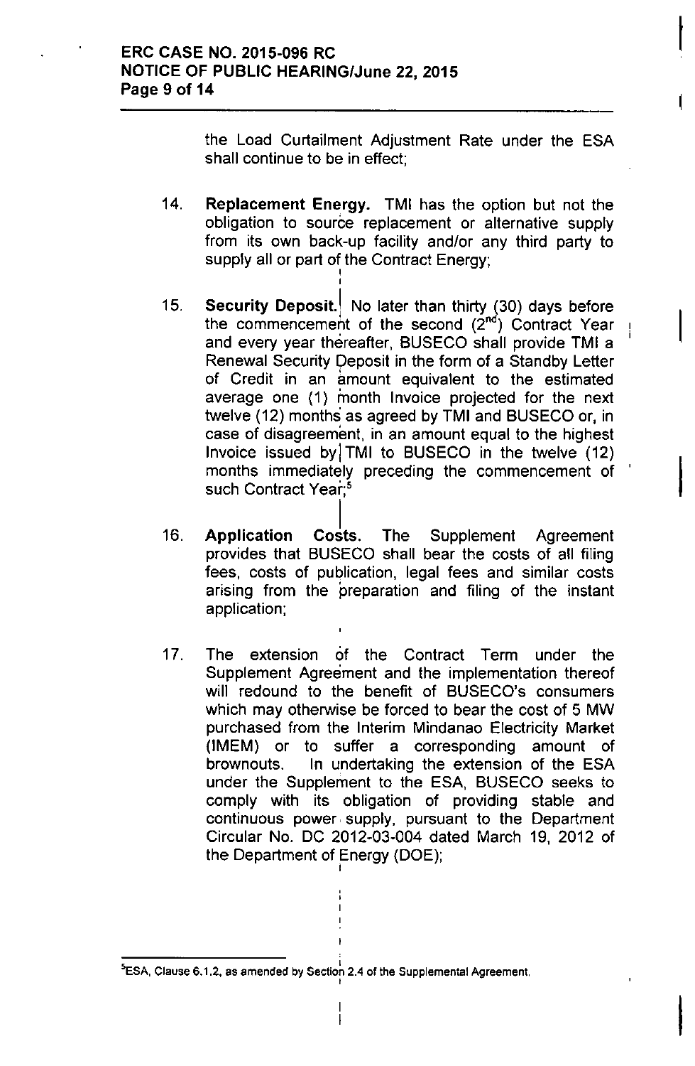the Load Curtailment Adjustment Rate under the ESA shall continue to be in effect;

14. **Replacement Energy.** TMI has the option but not the obligation to source replacement or alternative supply from its own back-up facility and/or any third party to supply all or part of the Contract Energy;

15. **Security Deposit.** No later than thirty (30) days before the commencement of the second ($2^{nd}$) Contract Year and every year thereafter, BUSECO shall provide TMI a Renewal Security Deposit in the form of a Standby Letter of Credit in an amount equivalent to the estimated average one (1) month Invoice projected for the next twelve (12) months as agreed by TMI and BUSECO or, in case of disagreement, in an amount equal to the highest Invoice issued by TMI to BUSECO in the twelve (12) months immediately preceding the commencement of such Contract Year;[5]

16. **Application Costs.** The Supplement Agreement provides that BUSECO shall bear the costs of all filing fees, costs of publication, legal fees and similar costs arising from the preparation and filing of the instant application;

17. The extension of the Contract Term under the Supplement Agreement and the implementation thereof will redound to the benefit of BUSECO's consumers which may otherwise be forced to bear the cost of 5 MW purchased from the Interim Mindanao Electricity Market (IMEM) or to suffer a corresponding amount of brownouts. In undertaking the extension of the ESA under the Supplement to the ESA, BUSECO seeks to comply with its obligation of providing stable and continuous power supply, pursuant to the Department Circular No. DC 2012-03-004 dated March 19, 2012 of the Department of Energy (DOE);

---

[5]ESA, Clause 6.1.2, as amended by Section 2.4 of the Supplemental Agreement.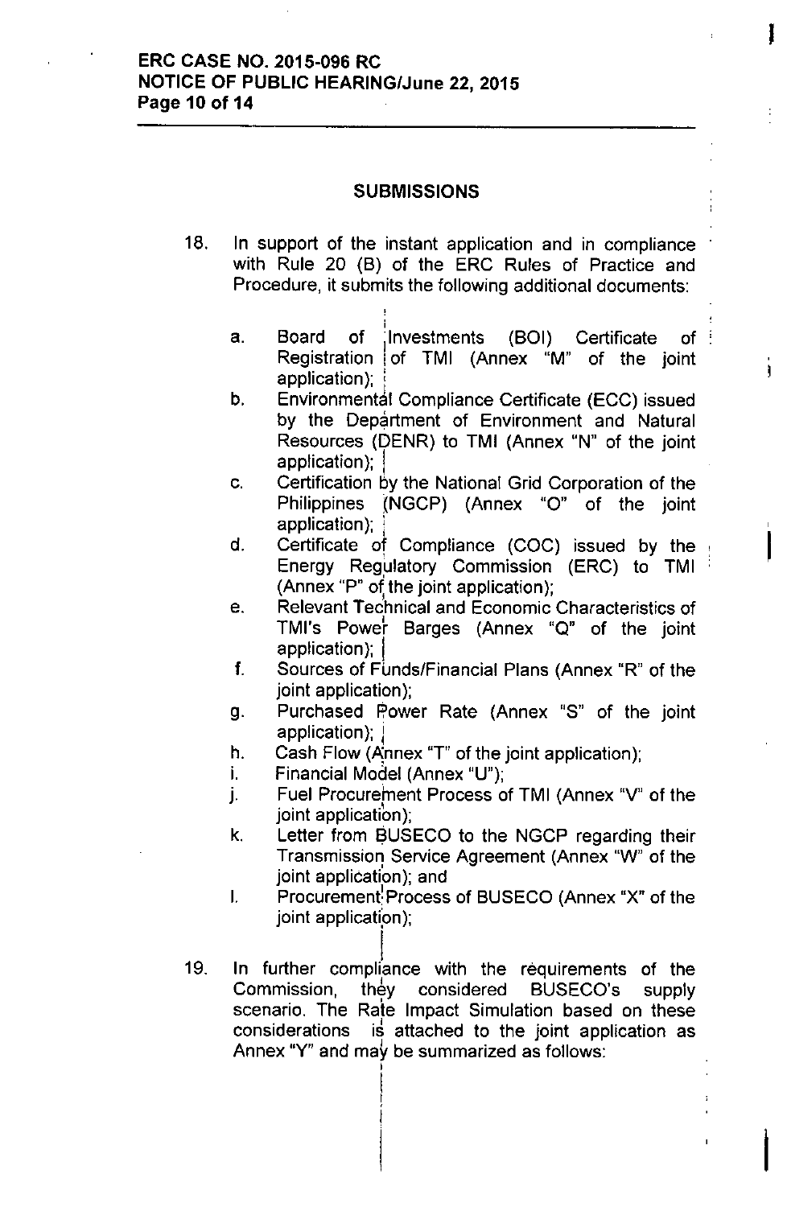## SUBMISSIONS

18. In support of the instant application and in compliance with Rule 20 (B) of the ERC Rules of Practice and Procedure, it submits the following additional documents:

    a. Board of Investments (BOI) Certificate of Registration of TMI (Annex "M" of the joint application);
    b. Environmental Compliance Certificate (ECC) issued by the Department of Environment and Natural Resources (DENR) to TMI (Annex "N" of the joint application);
    c. Certification by the National Grid Corporation of the Philippines (NGCP) (Annex "O" of the joint application);
    d. Certificate of Compliance (COC) issued by the Energy Regulatory Commission (ERC) to TMI (Annex "P" of the joint application);
    e. Relevant Technical and Economic Characteristics of TMI's Power Barges (Annex "Q" of the joint application);
    f. Sources of Funds/Financial Plans (Annex "R" of the joint application);
    g. Purchased Power Rate (Annex "S" of the joint application);
    h. Cash Flow (Annex "T" of the joint application);
    i. Financial Model (Annex "U");
    j. Fuel Procurement Process of TMI (Annex "V" of the joint application);
    k. Letter from BUSECO to the NGCP regarding their Transmission Service Agreement (Annex "W" of the joint application); and
    l. Procurement Process of BUSECO (Annex "X" of the joint application);

19. In further compliance with the requirements of the Commission, they considered BUSECO's supply scenario. The Rate Impact Simulation based on these considerations is attached to the joint application as Annex "Y" and may be summarized as follows: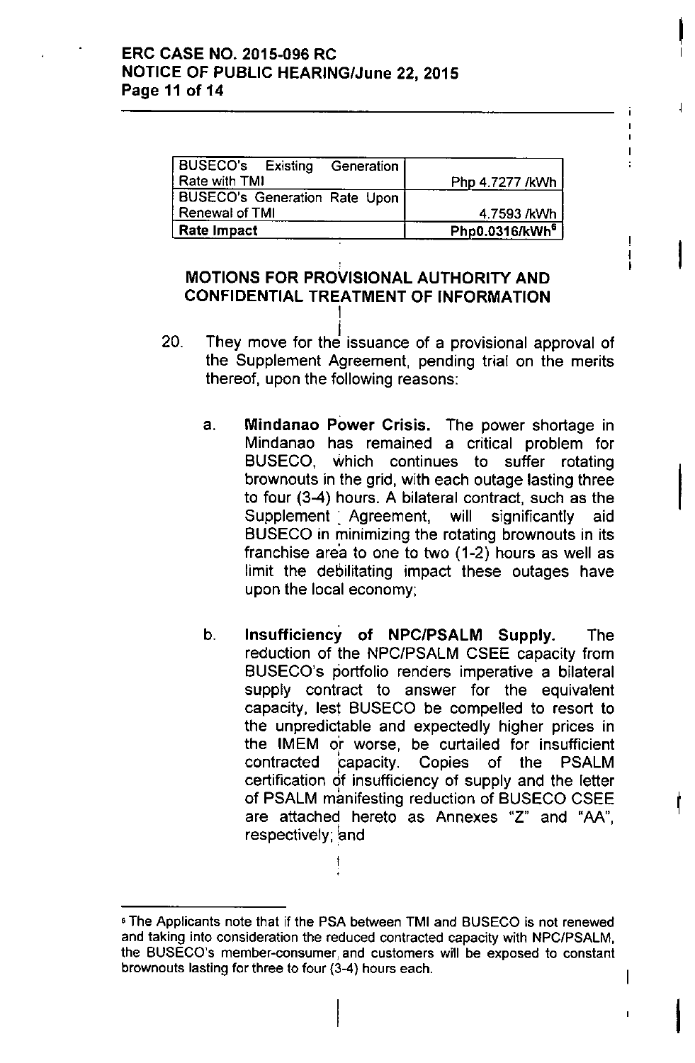| BUSECO's Existing Generation Rate with TMI | Php 4.7277 /kWh |
|---|---|
| BUSECO's Generation Rate Upon Renewal of TMI | 4.7593 /kWh |
| **Rate Impact** | **Php0.0316/kWh[6]** |

## MOTIONS FOR PROVISIONAL AUTHORITY AND CONFIDENTIAL TREATMENT OF INFORMATION

20. They move for the issuance of a provisional approval of the Supplement Agreement, pending trial on the merits thereof, upon the following reasons:

    a. **Mindanao Power Crisis.** The power shortage in Mindanao has remained a critical problem for BUSECO, which continues to suffer rotating brownouts in the grid, with each outage lasting three to four (3-4) hours. A bilateral contract, such as the Supplement Agreement, will significantly aid BUSECO in minimizing the rotating brownouts in its franchise area to one to two (1-2) hours as well as limit the debilitating impact these outages have upon the local economy;

    b. **Insufficiency of NPC/PSALM Supply.** The reduction of the NPC/PSALM CSEE capacity from BUSECO's portfolio renders imperative a bilateral supply contract to answer for the equivalent capacity, lest BUSECO be compelled to resort to the unpredictable and expectedly higher prices in the IMEM or worse, be curtailed for insufficient contracted capacity. Copies of the PSALM certification of insufficiency of supply and the letter of PSALM manifesting reduction of BUSECO CSEE are attached hereto as Annexes "Z" and "AA", respectively; and

---

[6] The Applicants note that if the PSA between TMI and BUSECO is not renewed and taking into consideration the reduced contracted capacity with NPC/PSALM, the BUSECO's member-consumer and customers will be exposed to constant brownouts lasting for three to four (3-4) hours each.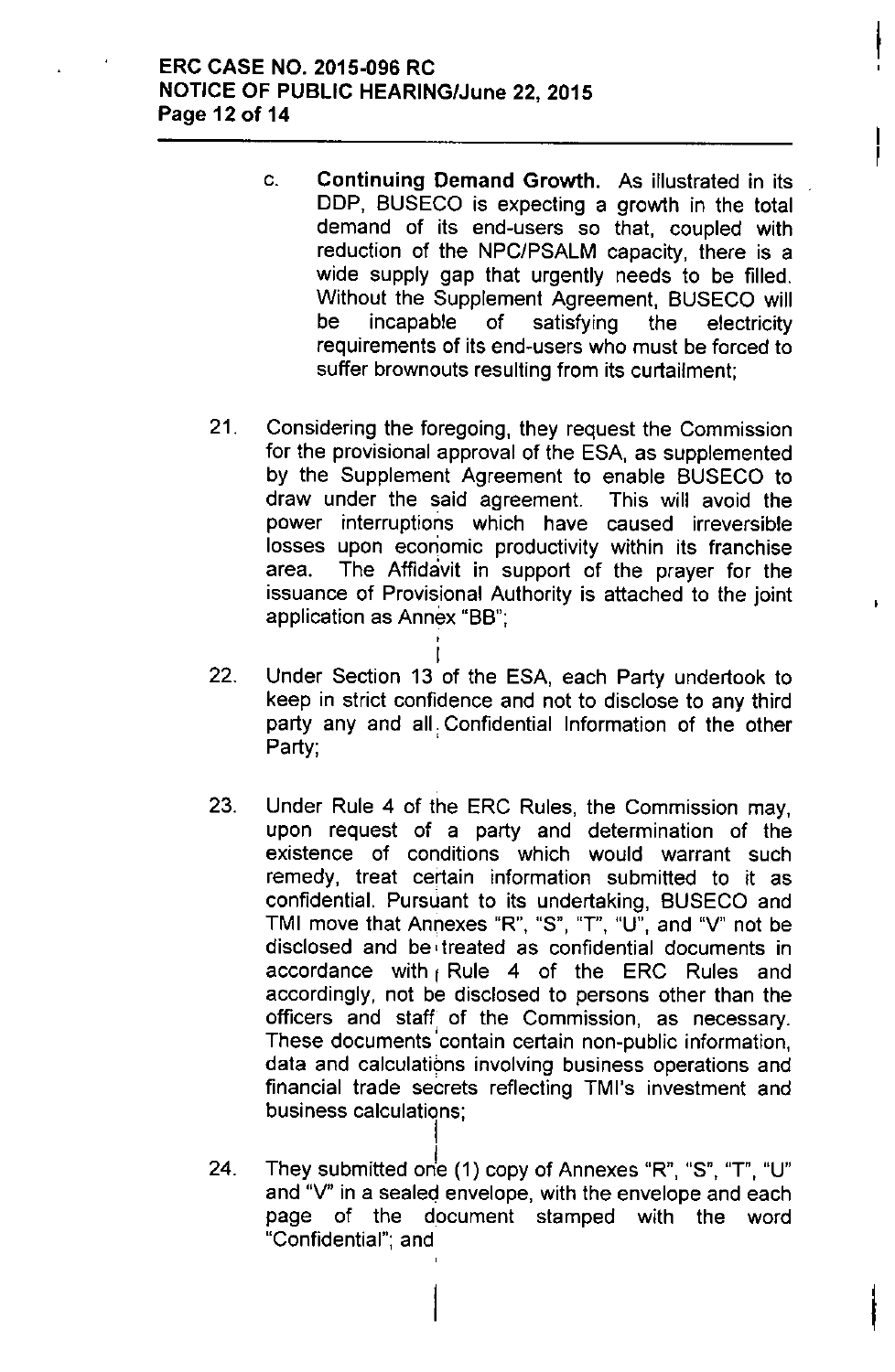c. **Continuing Demand Growth.** As illustrated in its DDP, BUSECO is expecting a growth in the total demand of its end-users so that, coupled with reduction of the NPC/PSALM capacity, there is a wide supply gap that urgently needs to be filled. Without the Supplement Agreement, BUSECO will be incapable of satisfying the electricity requirements of its end-users who must be forced to suffer brownouts resulting from its curtailment;

21. Considering the foregoing, they request the Commission for the provisional approval of the ESA, as supplemented by the Supplement Agreement to enable BUSECO to draw under the said agreement. This will avoid the power interruptions which have caused irreversible losses upon economic productivity within its franchise area. The Affidavit in support of the prayer for the issuance of Provisional Authority is attached to the joint application as Annex "BB";

22. Under Section 13 of the ESA, each Party undertook to keep in strict confidence and not to disclose to any third party any and all Confidential Information of the other Party;

23. Under Rule 4 of the ERC Rules, the Commission may, upon request of a party and determination of the existence of conditions which would warrant such remedy, treat certain information submitted to it as confidential. Pursuant to its undertaking, BUSECO and TMI move that Annexes "R", "S", "T", "U", and "V" not be disclosed and be treated as confidential documents in accordance with Rule 4 of the ERC Rules and accordingly, not be disclosed to persons other than the officers and staff of the Commission, as necessary. These documents contain certain non-public information, data and calculations involving business operations and financial trade secrets reflecting TMI's investment and business calculations;

24. They submitted one (1) copy of Annexes "R", "S", "T", "U" and "V" in a sealed envelope, with the envelope and each page of the document stamped with the word "Confidential"; and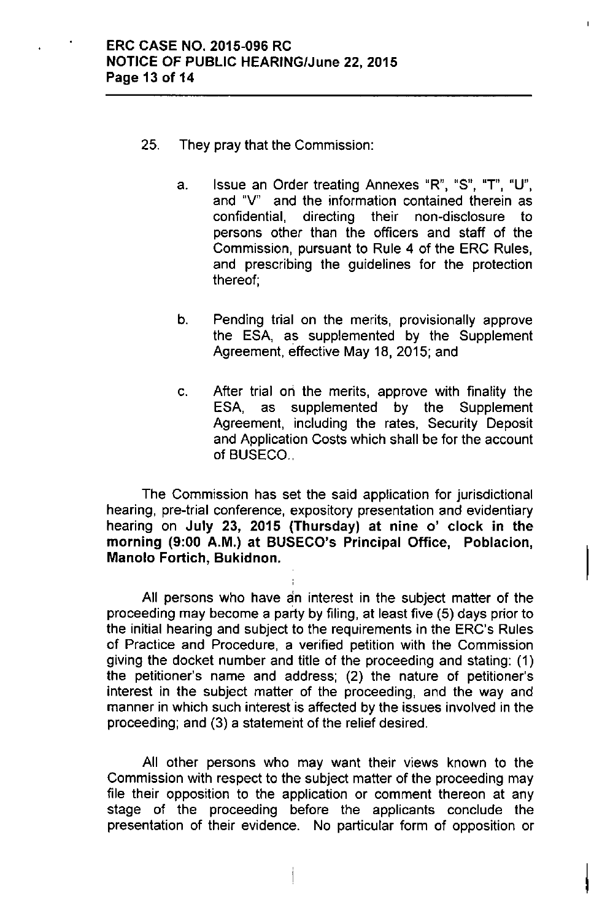25. They pray that the Commission:

    a. Issue an Order treating Annexes "R", "S", "T", "U", and "V" and the information contained therein as confidential, directing their non-disclosure to persons other than the officers and staff of the Commission, pursuant to Rule 4 of the ERC Rules, and prescribing the guidelines for the protection thereof;

    b. Pending trial on the merits, provisionally approve the ESA, as supplemented by the Supplement Agreement, effective May 18, 2015; and

    c. After trial on the merits, approve with finality the ESA, as supplemented by the Supplement Agreement, including the rates, Security Deposit and Application Costs which shall be for the account of BUSECO..

The Commission has set the said application for jurisdictional hearing, pre-trial conference, expository presentation and evidentiary hearing on **July 23, 2015 (Thursday) at nine o' clock in the morning (9:00 A.M.) at BUSECO's Principal Office, Poblacion, Manolo Fortich, Bukidnon.**

All persons who have an interest in the subject matter of the proceeding may become a party by filing, at least five (5) days prior to the initial hearing and subject to the requirements in the ERC's Rules of Practice and Procedure, a verified petition with the Commission giving the docket number and title of the proceeding and stating: (1) the petitioner's name and address; (2) the nature of petitioner's interest in the subject matter of the proceeding, and the way and manner in which such interest is affected by the issues involved in the proceeding; and (3) a statement of the relief desired.

All other persons who may want their views known to the Commission with respect to the subject matter of the proceeding may file their opposition to the application or comment thereon at any stage of the proceeding before the applicants conclude the presentation of their evidence. No particular form of opposition or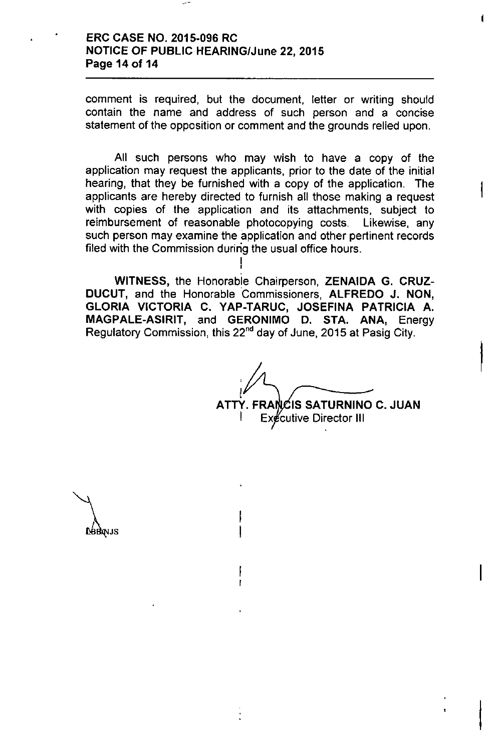comment is required, but the document, letter or writing should contain the name and address of such person and a concise statement of the opposition or comment and the grounds relied upon.

All such persons who may wish to have a copy of the application may request the applicants, prior to the date of the initial hearing, that they be furnished with a copy of the application. The applicants are hereby directed to furnish all those making a request with copies of the application and its attachments, subject to reimbursement of reasonable photocopying costs. Likewise, any such person may examine the application and other pertinent records filed with the Commission during the usual office hours.

**WITNESS,** the Honorable Chairperson, **ZENAIDA G. CRUZ-DUCUT,** and the Honorable Commissioners, **ALFREDO J. NON, GLORIA VICTORIA C. YAP-TARUC, JOSEFINA PATRICIA A. MAGPALE-ASIRIT,** and **GERONIMO D. STA. ANA,** Energy Regulatory Commission, this 22nd day of June, 2015 at Pasig City.

**ATTY. FRANCIS SATURNINO C. JUAN**
Executive Director III

LBB/NJS